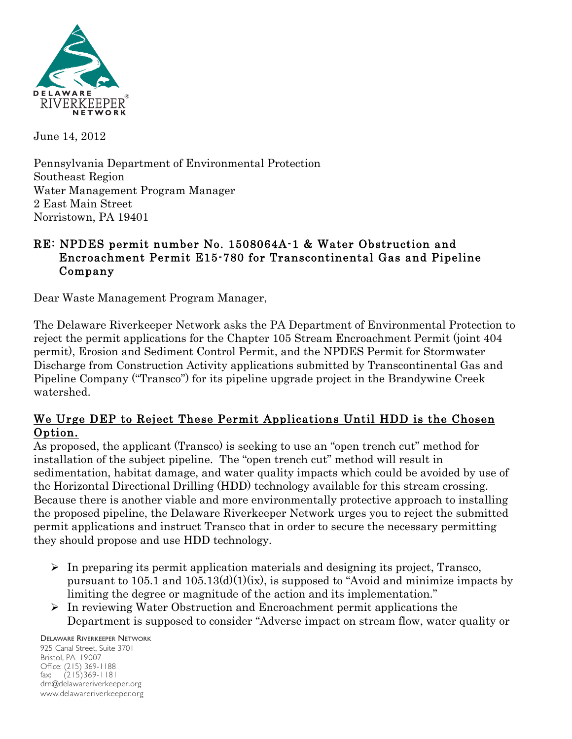DELAWARE RIVERKEEPER® NETWORK

June 14, 2012

Pennsylvania Department of Environmental Protection
Southeast Region
Water Management Program Manager
2 East Main Street
Norristown, PA 19401

**RE: NPDES permit number No. 1508064A-1 & Water Obstruction and Encroachment Permit E15-780 for Transcontinental Gas and Pipeline Company**

Dear Waste Management Program Manager,

The Delaware Riverkeeper Network asks the PA Department of Environmental Protection to reject the permit applications for the Chapter 105 Stream Encroachment Permit (joint 404 permit), Erosion and Sediment Control Permit, and the NPDES Permit for Stormwater Discharge from Construction Activity applications submitted by Transcontinental Gas and Pipeline Company ("Transco") for its pipeline upgrade project in the Brandywine Creek watershed.

## We Urge DEP to Reject These Permit Applications Until HDD is the Chosen Option.

As proposed, the applicant (Transco) is seeking to use an "open trench cut" method for installation of the subject pipeline. The "open trench cut" method will result in sedimentation, habitat damage, and water quality impacts which could be avoided by use of the Horizontal Directional Drilling (HDD) technology available for this stream crossing. Because there is another viable and more environmentally protective approach to installing the proposed pipeline, the Delaware Riverkeeper Network urges you to reject the submitted permit applications and instruct Transco that in order to secure the necessary permitting they should propose and use HDD technology.

- In preparing its permit application materials and designing its project, Transco, pursuant to 105.1 and 105.13(d)(1)(ix), is supposed to "Avoid and minimize impacts by limiting the degree or magnitude of the action and its implementation."
- In reviewing Water Obstruction and Encroachment permit applications the Department is supposed to consider "Adverse impact on stream flow, water quality or

DELAWARE RIVERKEEPER NETWORK
925 Canal Street, Suite 3701
Bristol, PA 19007
Office: (215) 369-1188
fax: (215)369-1181
drn@delawareriverkeeper.org
www.delawareriverkeeper.org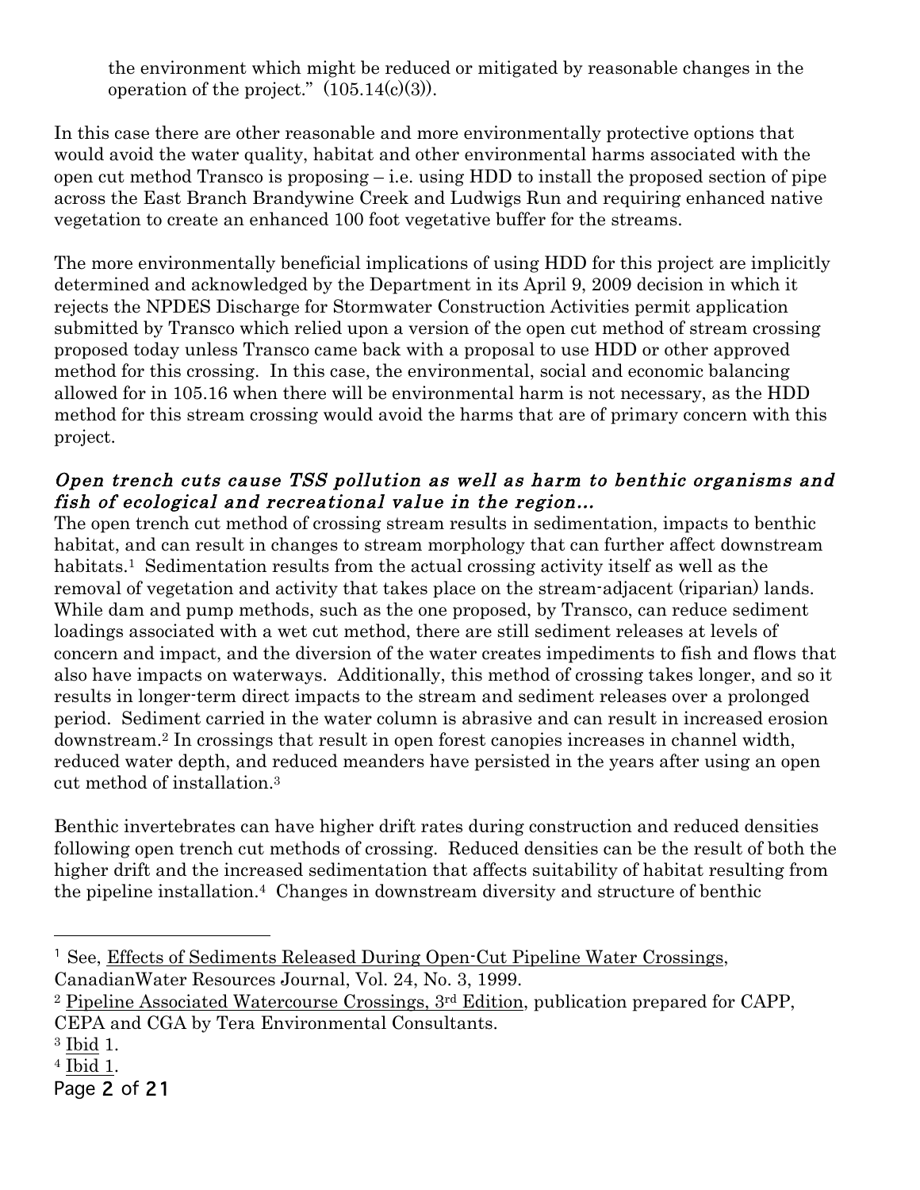the environment which might be reduced or mitigated by reasonable changes in the operation of the project." (105.14(c)(3)).

In this case there are other reasonable and more environmentally protective options that would avoid the water quality, habitat and other environmental harms associated with the open cut method Transco is proposing – i.e. using HDD to install the proposed section of pipe across the East Branch Brandywine Creek and Ludwigs Run and requiring enhanced native vegetation to create an enhanced 100 foot vegetative buffer for the streams.

The more environmentally beneficial implications of using HDD for this project are implicitly determined and acknowledged by the Department in its April 9, 2009 decision in which it rejects the NPDES Discharge for Stormwater Construction Activities permit application submitted by Transco which relied upon a version of the open cut method of stream crossing proposed today unless Transco came back with a proposal to use HDD or other approved method for this crossing. In this case, the environmental, social and economic balancing allowed for in 105.16 when there will be environmental harm is not necessary, as the HDD method for this stream crossing would avoid the harms that are of primary concern with this project.

***Open trench cuts cause TSS pollution as well as harm to benthic organisms and fish of ecological and recreational value in the region…***

The open trench cut method of crossing stream results in sedimentation, impacts to benthic habitat, and can result in changes to stream morphology that can further affect downstream habitats.[1] Sedimentation results from the actual crossing activity itself as well as the removal of vegetation and activity that takes place on the stream-adjacent (riparian) lands. While dam and pump methods, such as the one proposed, by Transco, can reduce sediment loadings associated with a wet cut method, there are still sediment releases at levels of concern and impact, and the diversion of the water creates impediments to fish and flows that also have impacts on waterways. Additionally, this method of crossing takes longer, and so it results in longer-term direct impacts to the stream and sediment releases over a prolonged period. Sediment carried in the water column is abrasive and can result in increased erosion downstream.[2] In crossings that result in open forest canopies increases in channel width, reduced water depth, and reduced meanders have persisted in the years after using an open cut method of installation.[3]

Benthic invertebrates can have higher drift rates during construction and reduced densities following open trench cut methods of crossing. Reduced densities can be the result of both the higher drift and the increased sedimentation that affects suitability of habitat resulting from the pipeline installation.[4] Changes in downstream diversity and structure of benthic

---

[1] See, Effects of Sediments Released During Open-Cut Pipeline Water Crossings, CanadianWater Resources Journal, Vol. 24, No. 3, 1999.

[2] Pipeline Associated Watercourse Crossings, 3rd Edition, publication prepared for CAPP, CEPA and CGA by Tera Environmental Consultants.

[3] Ibid 1.

[4] Ibid 1.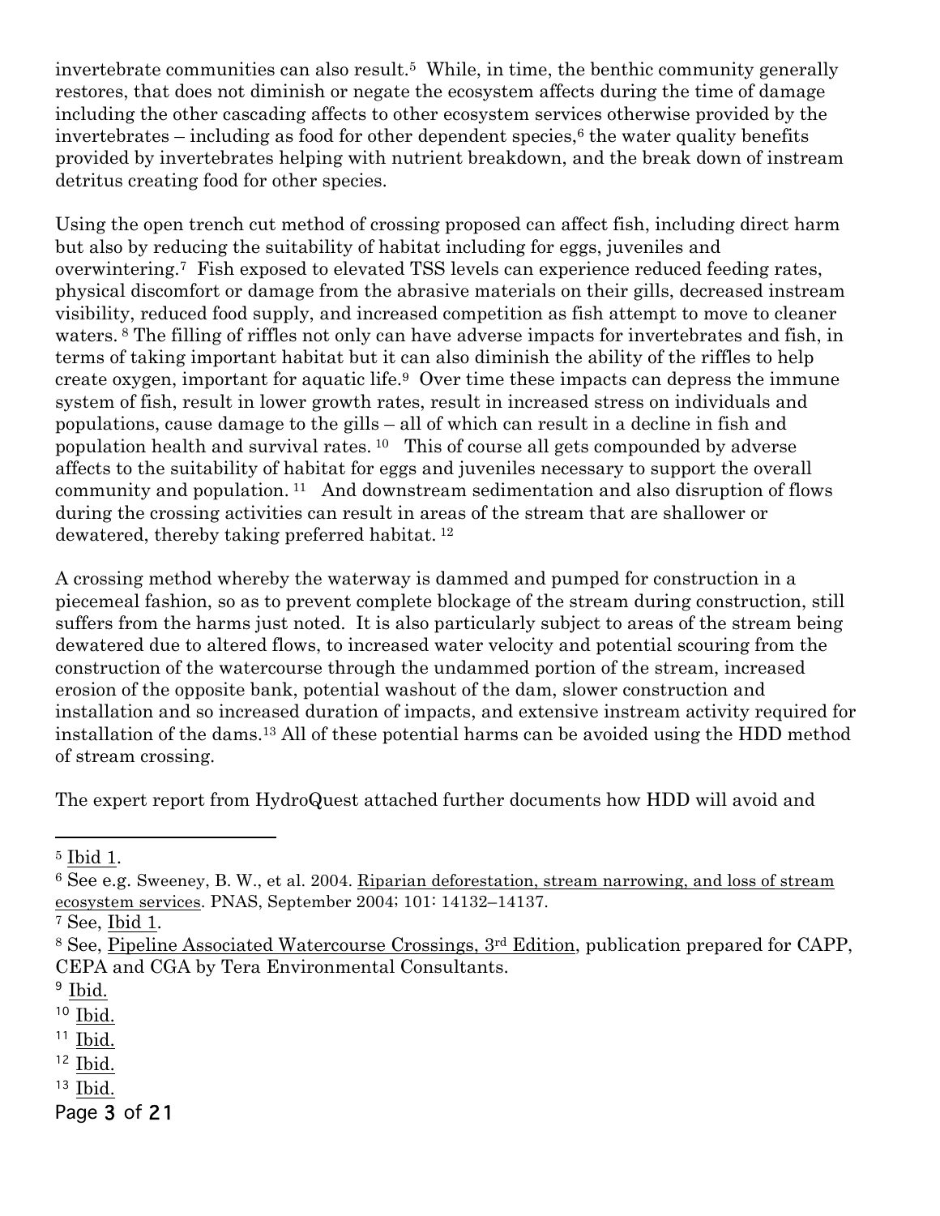invertebrate communities can also result.[5] While, in time, the benthic community generally restores, that does not diminish or negate the ecosystem affects during the time of damage including the other cascading affects to other ecosystem services otherwise provided by the invertebrates – including as food for other dependent species,[6] the water quality benefits provided by invertebrates helping with nutrient breakdown, and the break down of instream detritus creating food for other species.

Using the open trench cut method of crossing proposed can affect fish, including direct harm but also by reducing the suitability of habitat including for eggs, juveniles and overwintering.[7] Fish exposed to elevated TSS levels can experience reduced feeding rates, physical discomfort or damage from the abrasive materials on their gills, decreased instream visibility, reduced food supply, and increased competition as fish attempt to move to cleaner waters.[8] The filling of riffles not only can have adverse impacts for invertebrates and fish, in terms of taking important habitat but it can also diminish the ability of the riffles to help create oxygen, important for aquatic life.[9] Over time these impacts can depress the immune system of fish, result in lower growth rates, result in increased stress on individuals and populations, cause damage to the gills – all of which can result in a decline in fish and population health and survival rates.[10] This of course all gets compounded by adverse affects to the suitability of habitat for eggs and juveniles necessary to support the overall community and population.[11] And downstream sedimentation and also disruption of flows during the crossing activities can result in areas of the stream that are shallower or dewatered, thereby taking preferred habitat.[12]

A crossing method whereby the waterway is dammed and pumped for construction in a piecemeal fashion, so as to prevent complete blockage of the stream during construction, still suffers from the harms just noted. It is also particularly subject to areas of the stream being dewatered due to altered flows, to increased water velocity and potential scouring from the construction of the watercourse through the undammed portion of the stream, increased erosion of the opposite bank, potential washout of the dam, slower construction and installation and so increased duration of impacts, and extensive instream activity required for installation of the dams.[13] All of these potential harms can be avoided using the HDD method of stream crossing.

The expert report from HydroQuest attached further documents how HDD will avoid and

---

[5] Ibid 1.

[6] See e.g. Sweeney, B. W., et al. 2004. Riparian deforestation, stream narrowing, and loss of stream ecosystem services. PNAS, September 2004; 101: 14132–14137.

[7] See, Ibid 1.

[8] See, Pipeline Associated Watercourse Crossings, 3rd Edition, publication prepared for CAPP, CEPA and CGA by Tera Environmental Consultants.

[9] Ibid.

[10] Ibid.

[11] Ibid.

[12] Ibid.

[13] Ibid.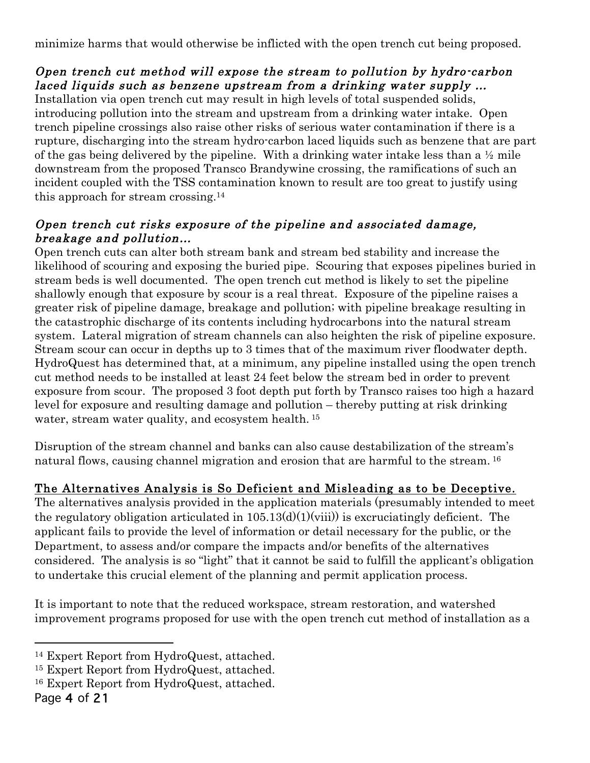minimize harms that would otherwise be inflicted with the open trench cut being proposed.

***Open trench cut method will expose the stream to pollution by hydro-carbon laced liquids such as benzene upstream from a drinking water supply …***

Installation via open trench cut may result in high levels of total suspended solids, introducing pollution into the stream and upstream from a drinking water intake. Open trench pipeline crossings also raise other risks of serious water contamination if there is a rupture, discharging into the stream hydro-carbon laced liquids such as benzene that are part of the gas being delivered by the pipeline. With a drinking water intake less than a ½ mile downstream from the proposed Transco Brandywine crossing, the ramifications of such an incident coupled with the TSS contamination known to result are too great to justify using this approach for stream crossing.[14]

***Open trench cut risks exposure of the pipeline and associated damage, breakage and pollution…***

Open trench cuts can alter both stream bank and stream bed stability and increase the likelihood of scouring and exposing the buried pipe. Scouring that exposes pipelines buried in stream beds is well documented. The open trench cut method is likely to set the pipeline shallowly enough that exposure by scour is a real threat. Exposure of the pipeline raises a greater risk of pipeline damage, breakage and pollution; with pipeline breakage resulting in the catastrophic discharge of its contents including hydrocarbons into the natural stream system. Lateral migration of stream channels can also heighten the risk of pipeline exposure. Stream scour can occur in depths up to 3 times that of the maximum river floodwater depth. HydroQuest has determined that, at a minimum, any pipeline installed using the open trench cut method needs to be installed at least 24 feet below the stream bed in order to prevent exposure from scour. The proposed 3 foot depth put forth by Transco raises too high a hazard level for exposure and resulting damage and pollution – thereby putting at risk drinking water, stream water quality, and ecosystem health.[15]

Disruption of the stream channel and banks can also cause destabilization of the stream's natural flows, causing channel migration and erosion that are harmful to the stream.[16]

**The Alternatives Analysis is So Deficient and Misleading as to be Deceptive.**

The alternatives analysis provided in the application materials (presumably intended to meet the regulatory obligation articulated in 105.13(d)(1)(viii)) is excruciatingly deficient. The applicant fails to provide the level of information or detail necessary for the public, or the Department, to assess and/or compare the impacts and/or benefits of the alternatives considered. The analysis is so "light" that it cannot be said to fulfill the applicant's obligation to undertake this crucial element of the planning and permit application process.

It is important to note that the reduced workspace, stream restoration, and watershed improvement programs proposed for use with the open trench cut method of installation as a

---

[14] Expert Report from HydroQuest, attached.

[15] Expert Report from HydroQuest, attached.

[16] Expert Report from HydroQuest, attached.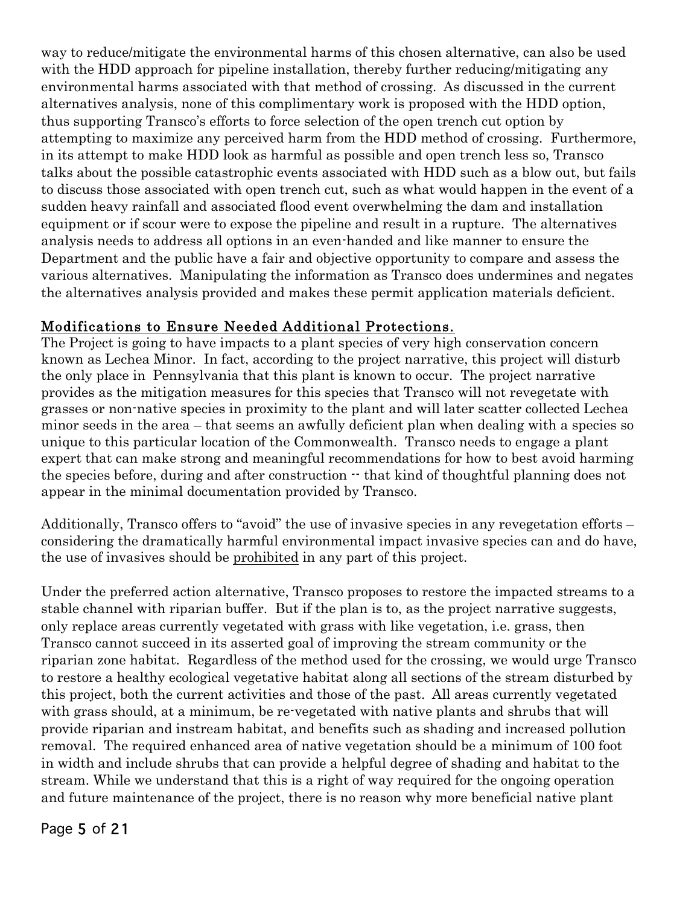way to reduce/mitigate the environmental harms of this chosen alternative, can also be used with the HDD approach for pipeline installation, thereby further reducing/mitigating any environmental harms associated with that method of crossing. As discussed in the current alternatives analysis, none of this complimentary work is proposed with the HDD option, thus supporting Transco's efforts to force selection of the open trench cut option by attempting to maximize any perceived harm from the HDD method of crossing. Furthermore, in its attempt to make HDD look as harmful as possible and open trench less so, Transco talks about the possible catastrophic events associated with HDD such as a blow out, but fails to discuss those associated with open trench cut, such as what would happen in the event of a sudden heavy rainfall and associated flood event overwhelming the dam and installation equipment or if scour were to expose the pipeline and result in a rupture. The alternatives analysis needs to address all options in an even-handed and like manner to ensure the Department and the public have a fair and objective opportunity to compare and assess the various alternatives. Manipulating the information as Transco does undermines and negates the alternatives analysis provided and makes these permit application materials deficient.

<u>Modifications to Ensure Needed Additional Protections.</u>

The Project is going to have impacts to a plant species of very high conservation concern known as Lechea Minor. In fact, according to the project narrative, this project will disturb the only place in Pennsylvania that this plant is known to occur. The project narrative provides as the mitigation measures for this species that Transco will not revegetate with grasses or non-native species in proximity to the plant and will later scatter collected Lechea minor seeds in the area – that seems an awfully deficient plan when dealing with a species so unique to this particular location of the Commonwealth. Transco needs to engage a plant expert that can make strong and meaningful recommendations for how to best avoid harming the species before, during and after construction -- that kind of thoughtful planning does not appear in the minimal documentation provided by Transco.

Additionally, Transco offers to "avoid" the use of invasive species in any revegetation efforts – considering the dramatically harmful environmental impact invasive species can and do have, the use of invasives should be <u>prohibited</u> in any part of this project.

Under the preferred action alternative, Transco proposes to restore the impacted streams to a stable channel with riparian buffer. But if the plan is to, as the project narrative suggests, only replace areas currently vegetated with grass with like vegetation, i.e. grass, then Transco cannot succeed in its asserted goal of improving the stream community or the riparian zone habitat. Regardless of the method used for the crossing, we would urge Transco to restore a healthy ecological vegetative habitat along all sections of the stream disturbed by this project, both the current activities and those of the past. All areas currently vegetated with grass should, at a minimum, be re-vegetated with native plants and shrubs that will provide riparian and instream habitat, and benefits such as shading and increased pollution removal. The required enhanced area of native vegetation should be a minimum of 100 foot in width and include shrubs that can provide a helpful degree of shading and habitat to the stream. While we understand that this is a right of way required for the ongoing operation and future maintenance of the project, there is no reason why more beneficial native plant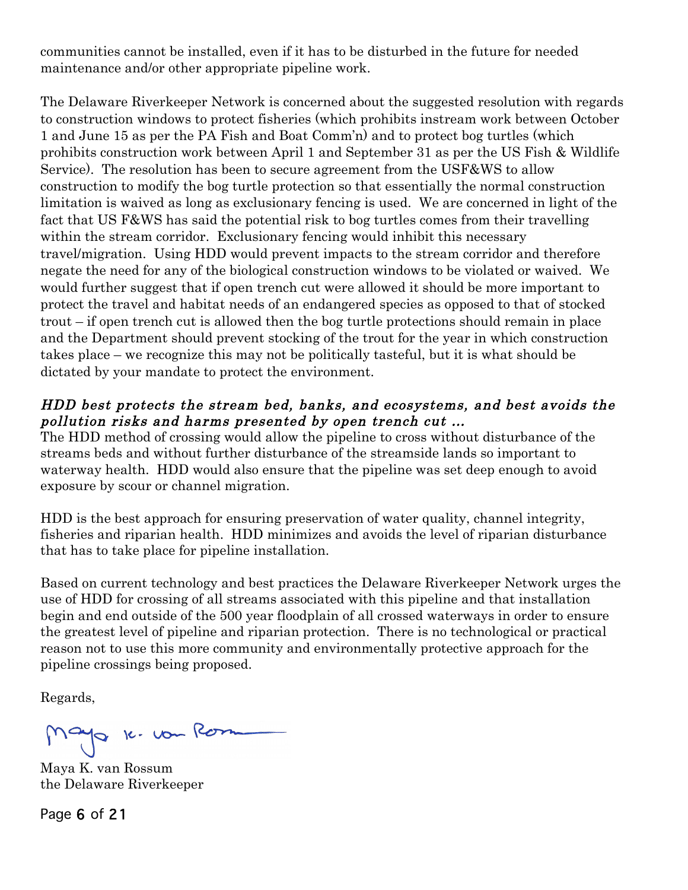communities cannot be installed, even if it has to be disturbed in the future for needed maintenance and/or other appropriate pipeline work.

The Delaware Riverkeeper Network is concerned about the suggested resolution with regards to construction windows to protect fisheries (which prohibits instream work between October 1 and June 15 as per the PA Fish and Boat Comm'n) and to protect bog turtles (which prohibits construction work between April 1 and September 31 as per the US Fish & Wildlife Service). The resolution has been to secure agreement from the USF&WS to allow construction to modify the bog turtle protection so that essentially the normal construction limitation is waived as long as exclusionary fencing is used. We are concerned in light of the fact that US F&WS has said the potential risk to bog turtles comes from their travelling within the stream corridor. Exclusionary fencing would inhibit this necessary travel/migration. Using HDD would prevent impacts to the stream corridor and therefore negate the need for any of the biological construction windows to be violated or waived. We would further suggest that if open trench cut were allowed it should be more important to protect the travel and habitat needs of an endangered species as opposed to that of stocked trout – if open trench cut is allowed then the bog turtle protections should remain in place and the Department should prevent stocking of the trout for the year in which construction takes place – we recognize this may not be politically tasteful, but it is what should be dictated by your mandate to protect the environment.

***HDD best protects the stream bed, banks, and ecosystems, and best avoids the pollution risks and harms presented by open trench cut …***

The HDD method of crossing would allow the pipeline to cross without disturbance of the streams beds and without further disturbance of the streamside lands so important to waterway health. HDD would also ensure that the pipeline was set deep enough to avoid exposure by scour or channel migration.

HDD is the best approach for ensuring preservation of water quality, channel integrity, fisheries and riparian health. HDD minimizes and avoids the level of riparian disturbance that has to take place for pipeline installation.

Based on current technology and best practices the Delaware Riverkeeper Network urges the use of HDD for crossing of all streams associated with this pipeline and that installation begin and end outside of the 500 year floodplain of all crossed waterways in order to ensure the greatest level of pipeline and riparian protection. There is no technological or practical reason not to use this more community and environmentally protective approach for the pipeline crossings being proposed.

Regards,

Maya K. van Rossum
the Delaware Riverkeeper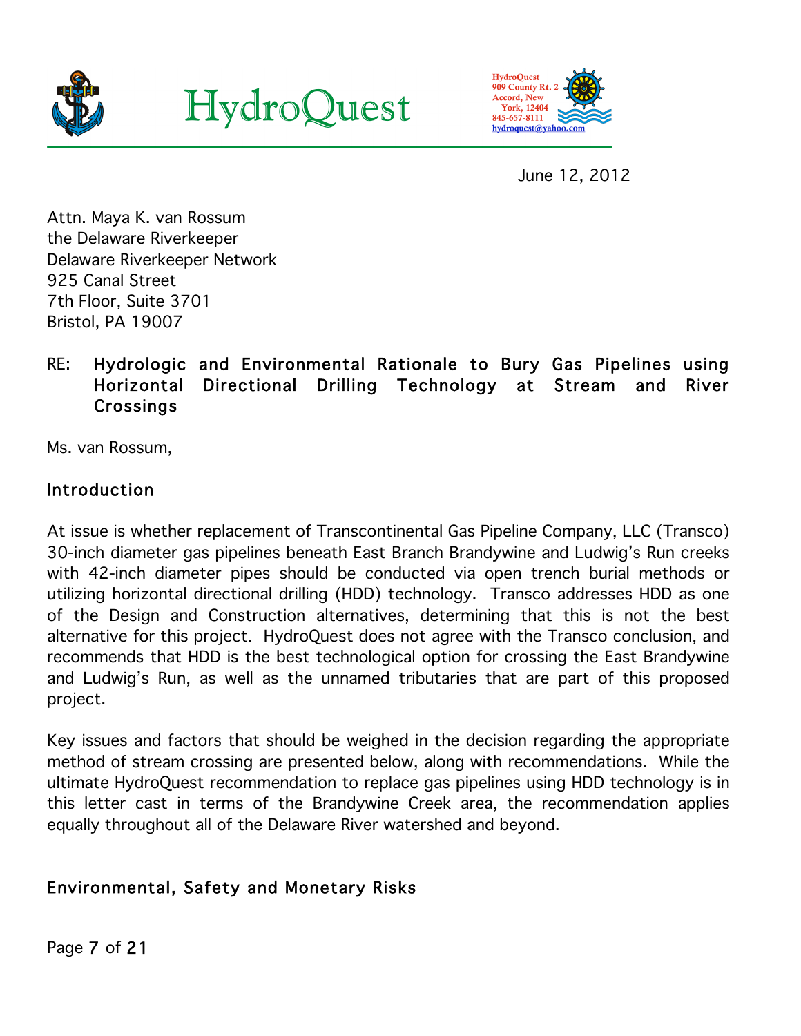# HydroQuest

HydroQuest
909 County Rt. 2
Accord, New York, 12404
845-657-8111
hydroquest@yahoo.com

June 12, 2012

Attn. Maya K. van Rossum
the Delaware Riverkeeper
Delaware Riverkeeper Network
925 Canal Street
7th Floor, Suite 3701
Bristol, PA 19007

RE: **Hydrologic and Environmental Rationale to Bury Gas Pipelines using Horizontal Directional Drilling Technology at Stream and River Crossings**

Ms. van Rossum,

## Introduction

At issue is whether replacement of Transcontinental Gas Pipeline Company, LLC (Transco) 30-inch diameter gas pipelines beneath East Branch Brandywine and Ludwig's Run creeks with 42-inch diameter pipes should be conducted via open trench burial methods or utilizing horizontal directional drilling (HDD) technology. Transco addresses HDD as one of the Design and Construction alternatives, determining that this is not the best alternative for this project. HydroQuest does not agree with the Transco conclusion, and recommends that HDD is the best technological option for crossing the East Brandywine and Ludwig's Run, as well as the unnamed tributaries that are part of this proposed project.

Key issues and factors that should be weighed in the decision regarding the appropriate method of stream crossing are presented below, along with recommendations. While the ultimate HydroQuest recommendation to replace gas pipelines using HDD technology is in this letter cast in terms of the Brandywine Creek area, the recommendation applies equally throughout all of the Delaware River watershed and beyond.

## Environmental, Safety and Monetary Risks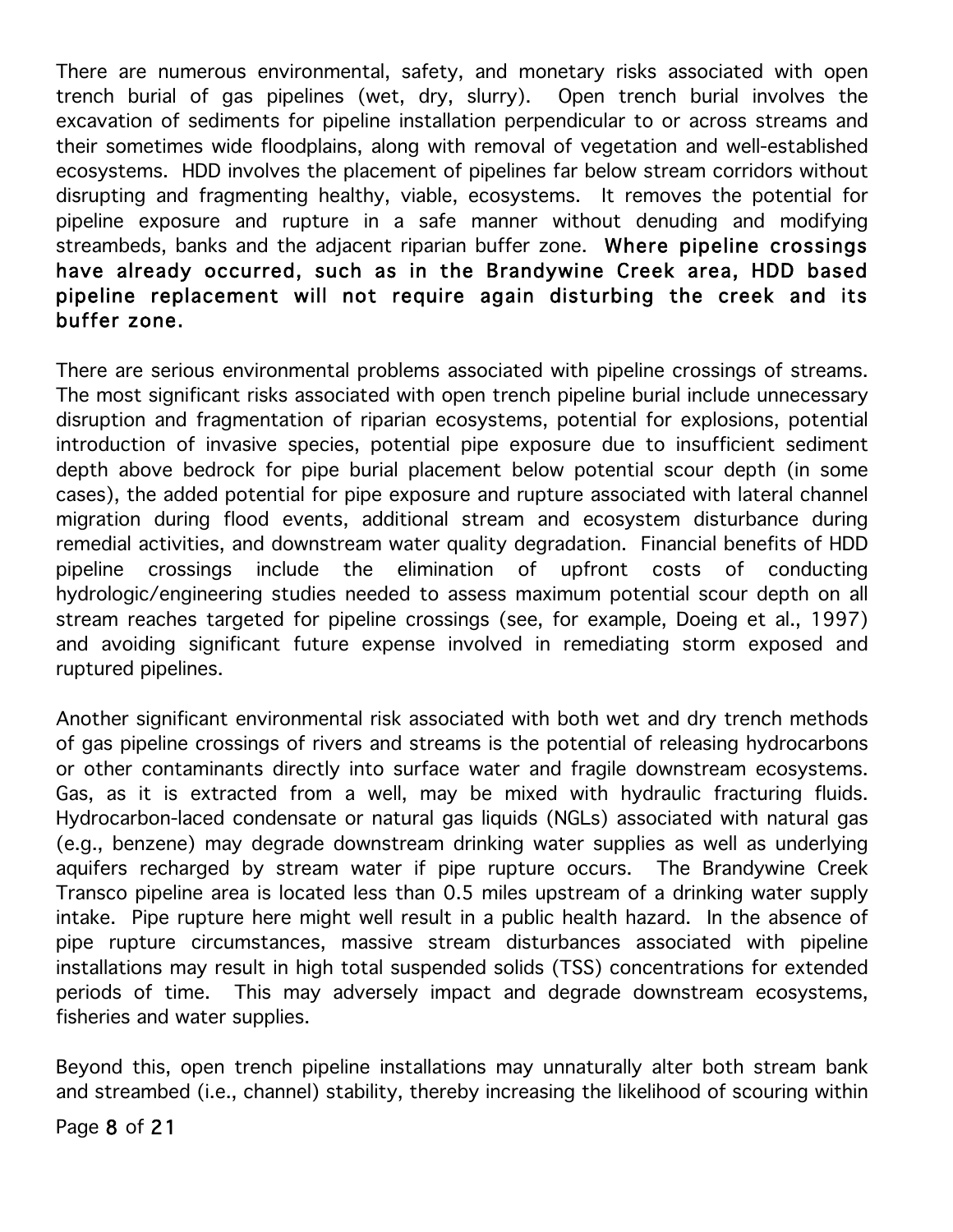There are numerous environmental, safety, and monetary risks associated with open trench burial of gas pipelines (wet, dry, slurry). Open trench burial involves the excavation of sediments for pipeline installation perpendicular to or across streams and their sometimes wide floodplains, along with removal of vegetation and well-established ecosystems. HDD involves the placement of pipelines far below stream corridors without disrupting and fragmenting healthy, viable, ecosystems. It removes the potential for pipeline exposure and rupture in a safe manner without denuding and modifying streambeds, banks and the adjacent riparian buffer zone. **Where pipeline crossings have already occurred, such as in the Brandywine Creek area, HDD based pipeline replacement will not require again disturbing the creek and its buffer zone.**

There are serious environmental problems associated with pipeline crossings of streams. The most significant risks associated with open trench pipeline burial include unnecessary disruption and fragmentation of riparian ecosystems, potential for explosions, potential introduction of invasive species, potential pipe exposure due to insufficient sediment depth above bedrock for pipe burial placement below potential scour depth (in some cases), the added potential for pipe exposure and rupture associated with lateral channel migration during flood events, additional stream and ecosystem disturbance during remedial activities, and downstream water quality degradation. Financial benefits of HDD pipeline crossings include the elimination of upfront costs of conducting hydrologic/engineering studies needed to assess maximum potential scour depth on all stream reaches targeted for pipeline crossings (see, for example, Doeing et al., 1997) and avoiding significant future expense involved in remediating storm exposed and ruptured pipelines.

Another significant environmental risk associated with both wet and dry trench methods of gas pipeline crossings of rivers and streams is the potential of releasing hydrocarbons or other contaminants directly into surface water and fragile downstream ecosystems. Gas, as it is extracted from a well, may be mixed with hydraulic fracturing fluids. Hydrocarbon-laced condensate or natural gas liquids (NGLs) associated with natural gas (e.g., benzene) may degrade downstream drinking water supplies as well as underlying aquifers recharged by stream water if pipe rupture occurs. The Brandywine Creek Transco pipeline area is located less than 0.5 miles upstream of a drinking water supply intake. Pipe rupture here might well result in a public health hazard. In the absence of pipe rupture circumstances, massive stream disturbances associated with pipeline installations may result in high total suspended solids (TSS) concentrations for extended periods of time. This may adversely impact and degrade downstream ecosystems, fisheries and water supplies.

Beyond this, open trench pipeline installations may unnaturally alter both stream bank and streambed (i.e., channel) stability, thereby increasing the likelihood of scouring within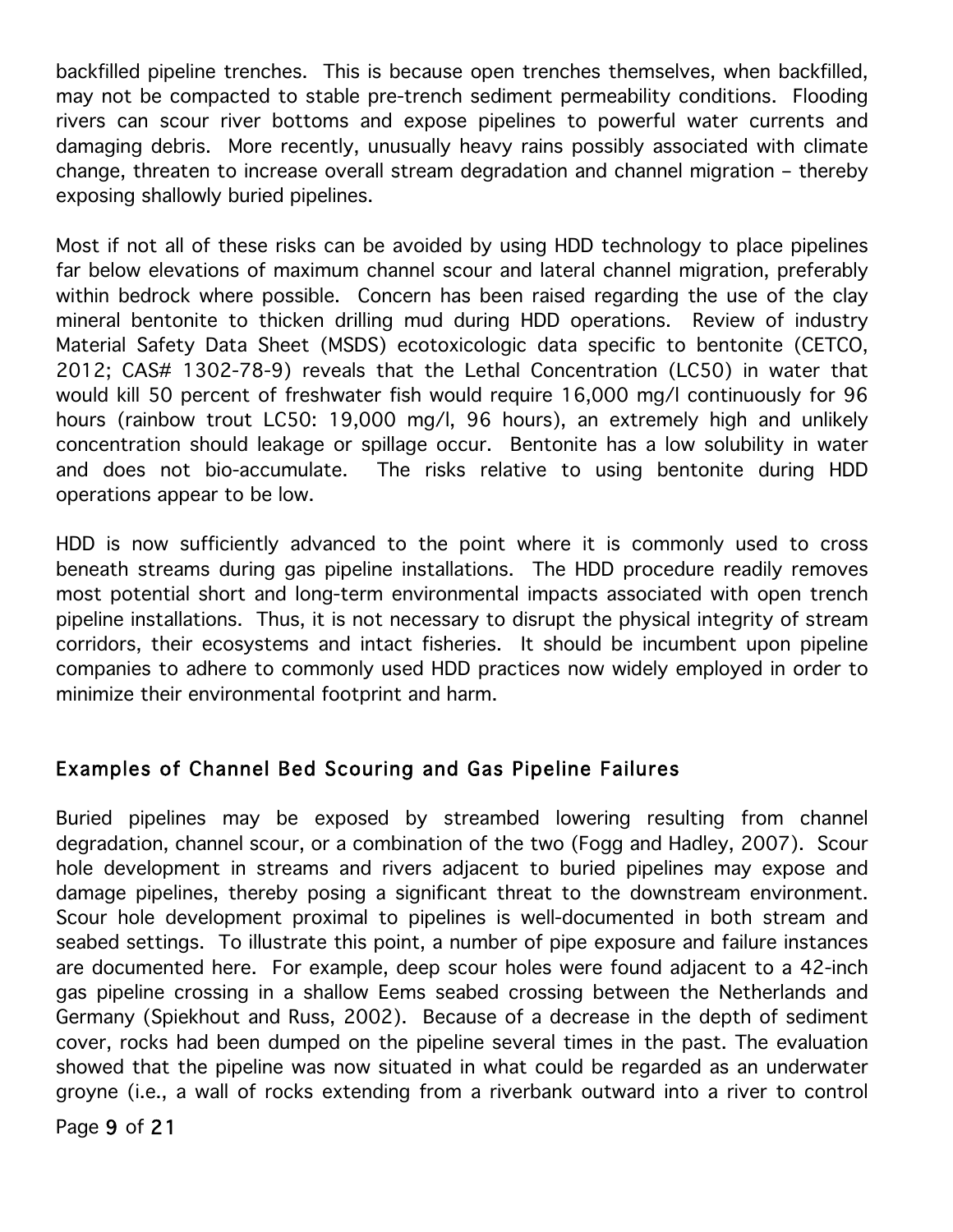backfilled pipeline trenches. This is because open trenches themselves, when backfilled, may not be compacted to stable pre-trench sediment permeability conditions. Flooding rivers can scour river bottoms and expose pipelines to powerful water currents and damaging debris. More recently, unusually heavy rains possibly associated with climate change, threaten to increase overall stream degradation and channel migration – thereby exposing shallowly buried pipelines.

Most if not all of these risks can be avoided by using HDD technology to place pipelines far below elevations of maximum channel scour and lateral channel migration, preferably within bedrock where possible. Concern has been raised regarding the use of the clay mineral bentonite to thicken drilling mud during HDD operations. Review of industry Material Safety Data Sheet (MSDS) ecotoxicologic data specific to bentonite (CETCO, 2012; CAS# 1302-78-9) reveals that the Lethal Concentration (LC50) in water that would kill 50 percent of freshwater fish would require 16,000 mg/l continuously for 96 hours (rainbow trout LC50: 19,000 mg/l, 96 hours), an extremely high and unlikely concentration should leakage or spillage occur. Bentonite has a low solubility in water and does not bio-accumulate. The risks relative to using bentonite during HDD operations appear to be low.

HDD is now sufficiently advanced to the point where it is commonly used to cross beneath streams during gas pipeline installations. The HDD procedure readily removes most potential short and long-term environmental impacts associated with open trench pipeline installations. Thus, it is not necessary to disrupt the physical integrity of stream corridors, their ecosystems and intact fisheries. It should be incumbent upon pipeline companies to adhere to commonly used HDD practices now widely employed in order to minimize their environmental footprint and harm.

## Examples of Channel Bed Scouring and Gas Pipeline Failures

Buried pipelines may be exposed by streambed lowering resulting from channel degradation, channel scour, or a combination of the two (Fogg and Hadley, 2007). Scour hole development in streams and rivers adjacent to buried pipelines may expose and damage pipelines, thereby posing a significant threat to the downstream environment. Scour hole development proximal to pipelines is well-documented in both stream and seabed settings. To illustrate this point, a number of pipe exposure and failure instances are documented here. For example, deep scour holes were found adjacent to a 42-inch gas pipeline crossing in a shallow Eems seabed crossing between the Netherlands and Germany (Spiekhout and Russ, 2002). Because of a decrease in the depth of sediment cover, rocks had been dumped on the pipeline several times in the past. The evaluation showed that the pipeline was now situated in what could be regarded as an underwater groyne (i.e., a wall of rocks extending from a riverbank outward into a river to control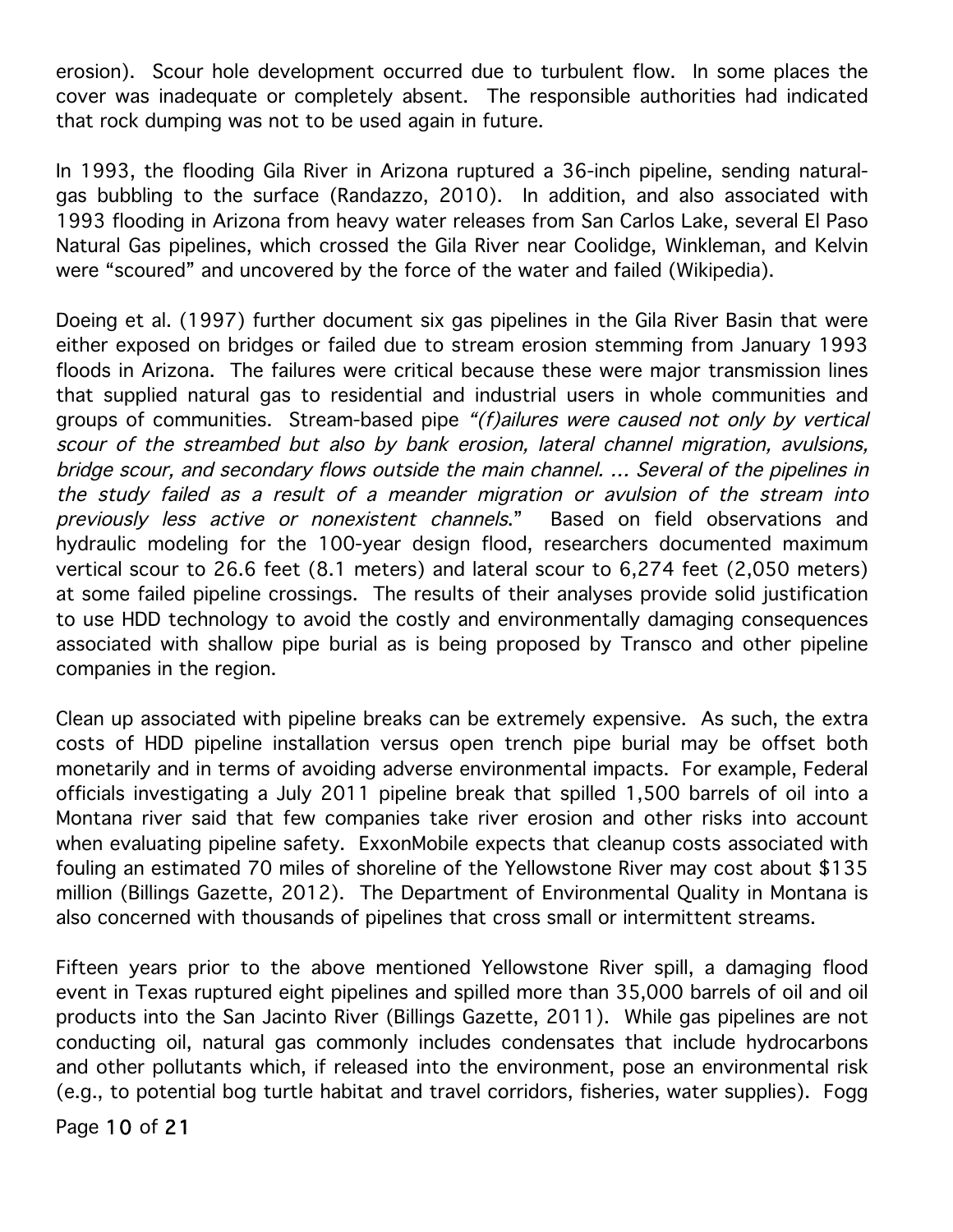erosion). Scour hole development occurred due to turbulent flow. In some places the cover was inadequate or completely absent. The responsible authorities had indicated that rock dumping was not to be used again in future.

In 1993, the flooding Gila River in Arizona ruptured a 36-inch pipeline, sending natural-gas bubbling to the surface (Randazzo, 2010). In addition, and also associated with 1993 flooding in Arizona from heavy water releases from San Carlos Lake, several El Paso Natural Gas pipelines, which crossed the Gila River near Coolidge, Winkleman, and Kelvin were "scoured" and uncovered by the force of the water and failed (Wikipedia).

Doeing et al. (1997) further document six gas pipelines in the Gila River Basin that were either exposed on bridges or failed due to stream erosion stemming from January 1993 floods in Arizona. The failures were critical because these were major transmission lines that supplied natural gas to residential and industrial users in whole communities and groups of communities. Stream-based pipe *"(f)ailures were caused not only by vertical scour of the streambed but also by bank erosion, lateral channel migration, avulsions, bridge scour, and secondary flows outside the main channel. ... Several of the pipelines in the study failed as a result of a meander migration or avulsion of the stream into previously less active or nonexistent channels*." Based on field observations and hydraulic modeling for the 100-year design flood, researchers documented maximum vertical scour to 26.6 feet (8.1 meters) and lateral scour to 6,274 feet (2,050 meters) at some failed pipeline crossings. The results of their analyses provide solid justification to use HDD technology to avoid the costly and environmentally damaging consequences associated with shallow pipe burial as is being proposed by Transco and other pipeline companies in the region.

Clean up associated with pipeline breaks can be extremely expensive. As such, the extra costs of HDD pipeline installation versus open trench pipe burial may be offset both monetarily and in terms of avoiding adverse environmental impacts. For example, Federal officials investigating a July 2011 pipeline break that spilled 1,500 barrels of oil into a Montana river said that few companies take river erosion and other risks into account when evaluating pipeline safety. ExxonMobile expects that cleanup costs associated with fouling an estimated 70 miles of shoreline of the Yellowstone River may cost about $135 million (Billings Gazette, 2012). The Department of Environmental Quality in Montana is also concerned with thousands of pipelines that cross small or intermittent streams.

Fifteen years prior to the above mentioned Yellowstone River spill, a damaging flood event in Texas ruptured eight pipelines and spilled more than 35,000 barrels of oil and oil products into the San Jacinto River (Billings Gazette, 2011). While gas pipelines are not conducting oil, natural gas commonly includes condensates that include hydrocarbons and other pollutants which, if released into the environment, pose an environmental risk (e.g., to potential bog turtle habitat and travel corridors, fisheries, water supplies). Fogg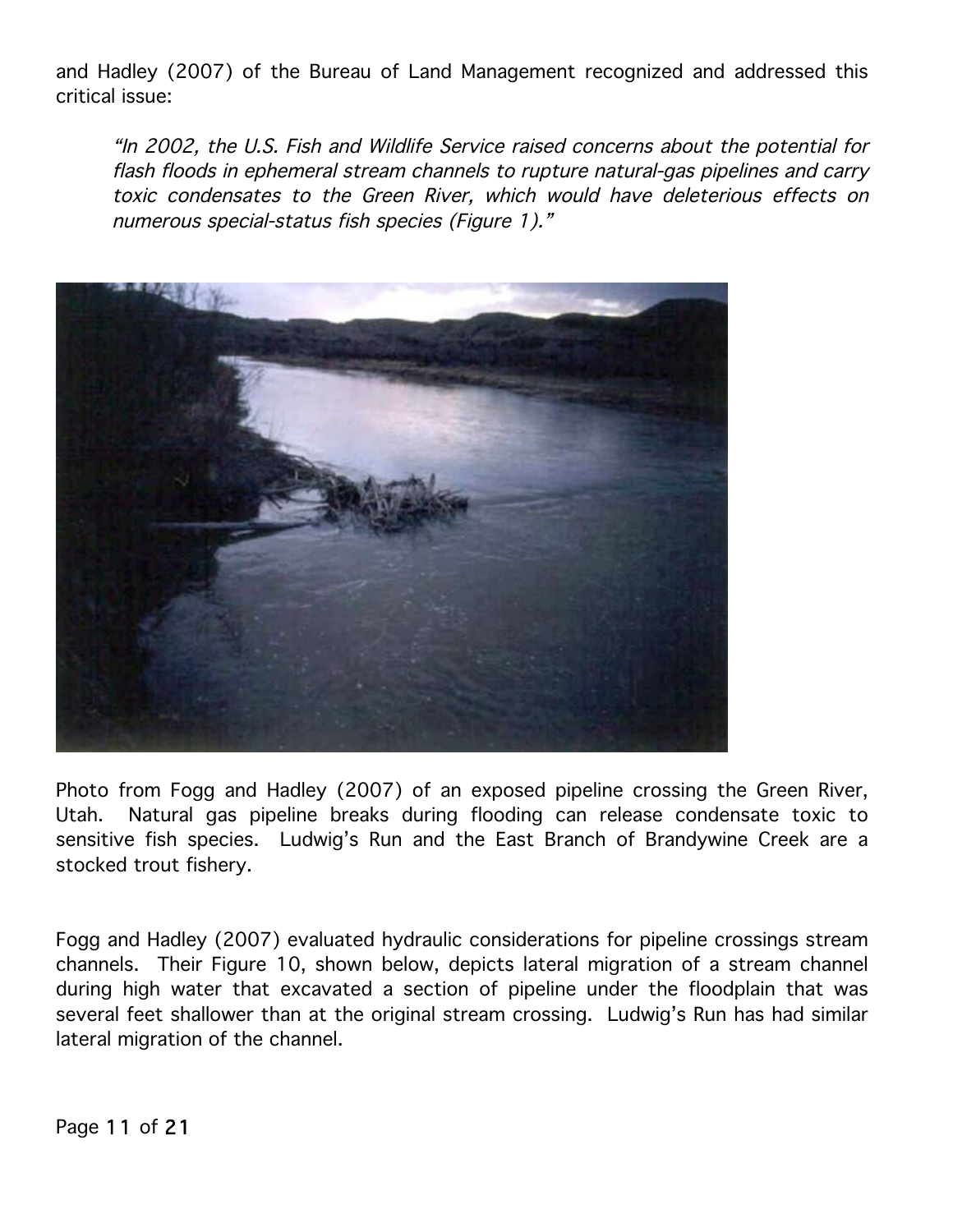and Hadley (2007) of the Bureau of Land Management recognized and addressed this critical issue:

> *"In 2002, the U.S. Fish and Wildlife Service raised concerns about the potential for flash floods in ephemeral stream channels to rupture natural-gas pipelines and carry toxic condensates to the Green River, which would have deleterious effects on numerous special-status fish species (Figure 1)."*

Photo from Fogg and Hadley (2007) of an exposed pipeline crossing the Green River, Utah. Natural gas pipeline breaks during flooding can release condensate toxic to sensitive fish species. Ludwig's Run and the East Branch of Brandywine Creek are a stocked trout fishery.

Fogg and Hadley (2007) evaluated hydraulic considerations for pipeline crossings stream channels. Their Figure 10, shown below, depicts lateral migration of a stream channel during high water that excavated a section of pipeline under the floodplain that was several feet shallower than at the original stream crossing. Ludwig's Run has had similar lateral migration of the channel.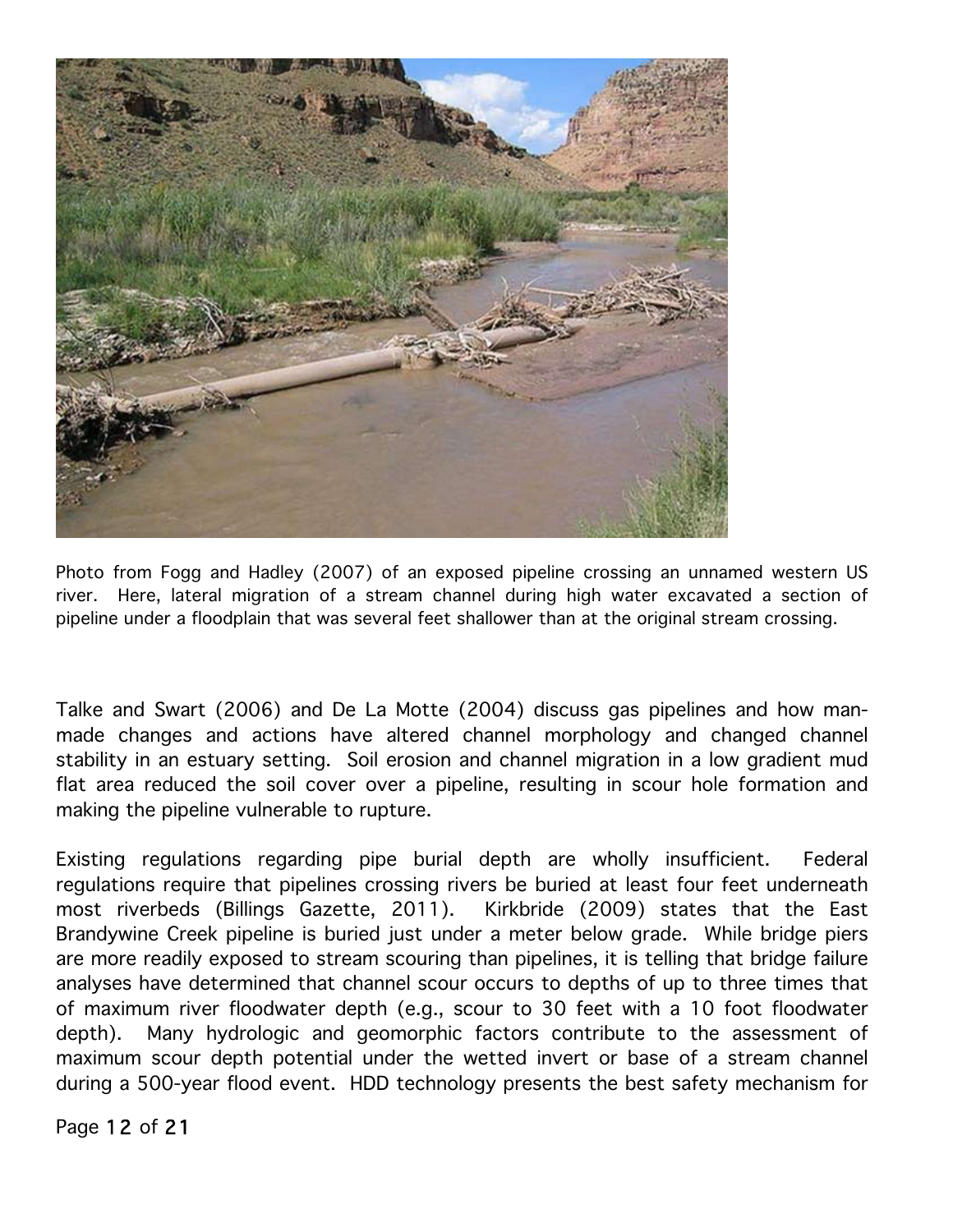Photo from Fogg and Hadley (2007) of an exposed pipeline crossing an unnamed western US river. Here, lateral migration of a stream channel during high water excavated a section of pipeline under a floodplain that was several feet shallower than at the original stream crossing.

Talke and Swart (2006) and De La Motte (2004) discuss gas pipelines and how man-made changes and actions have altered channel morphology and changed channel stability in an estuary setting. Soil erosion and channel migration in a low gradient mud flat area reduced the soil cover over a pipeline, resulting in scour hole formation and making the pipeline vulnerable to rupture.

Existing regulations regarding pipe burial depth are wholly insufficient. Federal regulations require that pipelines crossing rivers be buried at least four feet underneath most riverbeds (Billings Gazette, 2011). Kirkbride (2009) states that the East Brandywine Creek pipeline is buried just under a meter below grade. While bridge piers are more readily exposed to stream scouring than pipelines, it is telling that bridge failure analyses have determined that channel scour occurs to depths of up to three times that of maximum river floodwater depth (e.g., scour to 30 feet with a 10 foot floodwater depth). Many hydrologic and geomorphic factors contribute to the assessment of maximum scour depth potential under the wetted invert or base of a stream channel during a 500-year flood event. HDD technology presents the best safety mechanism for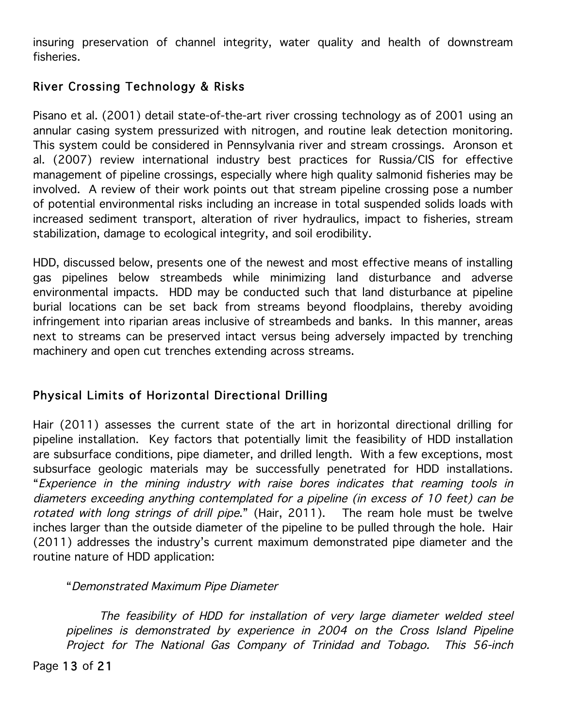insuring preservation of channel integrity, water quality and health of downstream fisheries.

## River Crossing Technology & Risks

Pisano et al. (2001) detail state-of-the-art river crossing technology as of 2001 using an annular casing system pressurized with nitrogen, and routine leak detection monitoring. This system could be considered in Pennsylvania river and stream crossings. Aronson et al. (2007) review international industry best practices for Russia/CIS for effective management of pipeline crossings, especially where high quality salmonid fisheries may be involved. A review of their work points out that stream pipeline crossing pose a number of potential environmental risks including an increase in total suspended solids loads with increased sediment transport, alteration of river hydraulics, impact to fisheries, stream stabilization, damage to ecological integrity, and soil erodibility.

HDD, discussed below, presents one of the newest and most effective means of installing gas pipelines below streambeds while minimizing land disturbance and adverse environmental impacts. HDD may be conducted such that land disturbance at pipeline burial locations can be set back from streams beyond floodplains, thereby avoiding infringement into riparian areas inclusive of streambeds and banks. In this manner, areas next to streams can be preserved intact versus being adversely impacted by trenching machinery and open cut trenches extending across streams.

## Physical Limits of Horizontal Directional Drilling

Hair (2011) assesses the current state of the art in horizontal directional drilling for pipeline installation. Key factors that potentially limit the feasibility of HDD installation are subsurface conditions, pipe diameter, and drilled length. With a few exceptions, most subsurface geologic materials may be successfully penetrated for HDD installations. "*Experience in the mining industry with raise bores indicates that reaming tools in diameters exceeding anything contemplated for a pipeline (in excess of 10 feet) can be rotated with long strings of drill pipe*." (Hair, 2011). The ream hole must be twelve inches larger than the outside diameter of the pipeline to be pulled through the hole. Hair (2011) addresses the industry's current maximum demonstrated pipe diameter and the routine nature of HDD application:

> "*Demonstrated Maximum Pipe Diameter*
>
> *The feasibility of HDD for installation of very large diameter welded steel pipelines is demonstrated by experience in 2004 on the Cross Island Pipeline Project for The National Gas Company of Trinidad and Tobago. This 56-inch*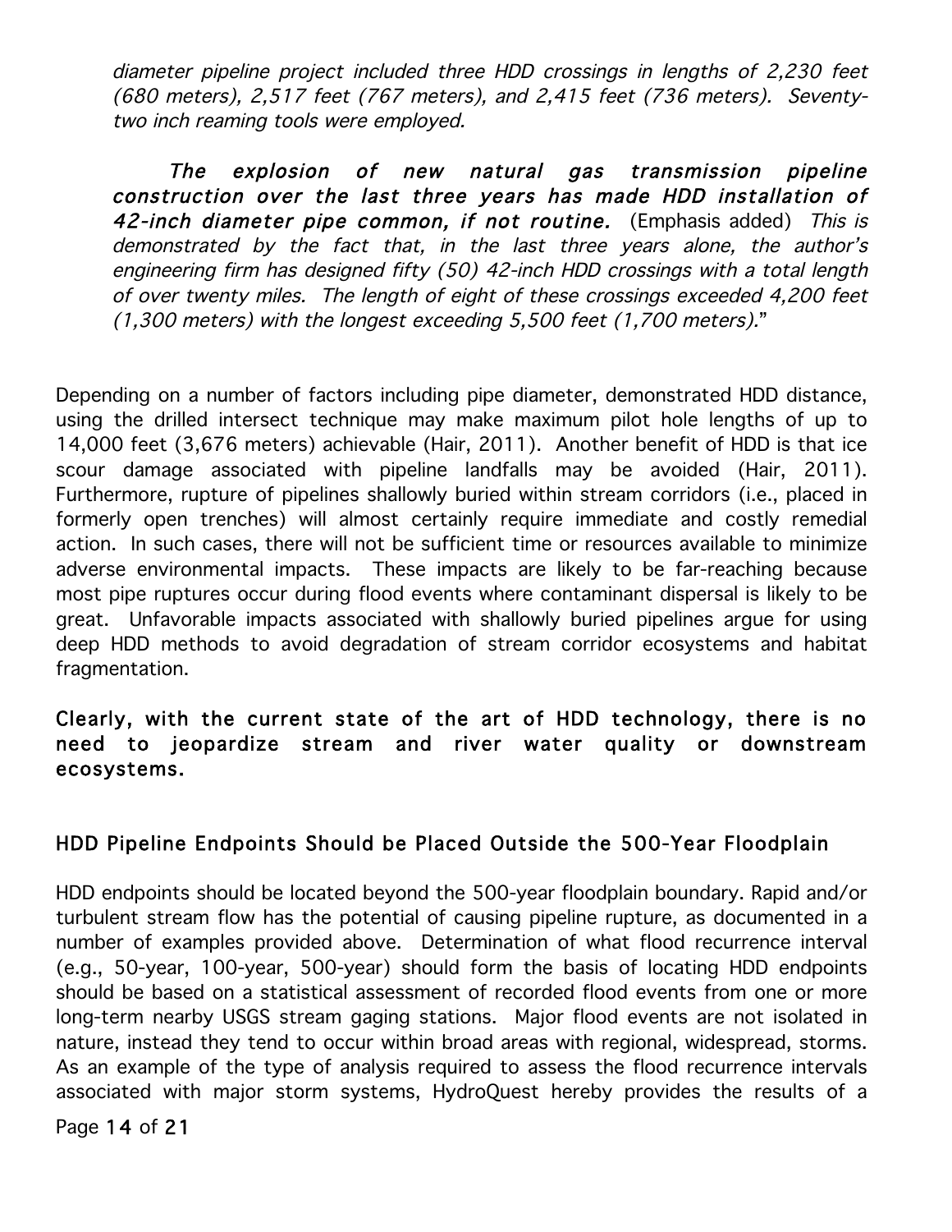*diameter pipeline project included three HDD crossings in lengths of 2,230 feet (680 meters), 2,517 feet (767 meters), and 2,415 feet (736 meters). Seventy-two inch reaming tools were employed.*

***The explosion of new natural gas transmission pipeline construction over the last three years has made HDD installation of 42-inch diameter pipe common, if not routine.*** (Emphasis added) *This is demonstrated by the fact that, in the last three years alone, the author's engineering firm has designed fifty (50) 42-inch HDD crossings with a total length of over twenty miles. The length of eight of these crossings exceeded 4,200 feet (1,300 meters) with the longest exceeding 5,500 feet (1,700 meters).*"

Depending on a number of factors including pipe diameter, demonstrated HDD distance, using the drilled intersect technique may make maximum pilot hole lengths of up to 14,000 feet (3,676 meters) achievable (Hair, 2011). Another benefit of HDD is that ice scour damage associated with pipeline landfalls may be avoided (Hair, 2011). Furthermore, rupture of pipelines shallowly buried within stream corridors (i.e., placed in formerly open trenches) will almost certainly require immediate and costly remedial action. In such cases, there will not be sufficient time or resources available to minimize adverse environmental impacts. These impacts are likely to be far-reaching because most pipe ruptures occur during flood events where contaminant dispersal is likely to be great. Unfavorable impacts associated with shallowly buried pipelines argue for using deep HDD methods to avoid degradation of stream corridor ecosystems and habitat fragmentation.

**Clearly, with the current state of the art of HDD technology, there is no need to jeopardize stream and river water quality or downstream ecosystems.**

## HDD Pipeline Endpoints Should be Placed Outside the 500-Year Floodplain

HDD endpoints should be located beyond the 500-year floodplain boundary. Rapid and/or turbulent stream flow has the potential of causing pipeline rupture, as documented in a number of examples provided above. Determination of what flood recurrence interval (e.g., 50-year, 100-year, 500-year) should form the basis of locating HDD endpoints should be based on a statistical assessment of recorded flood events from one or more long-term nearby USGS stream gaging stations. Major flood events are not isolated in nature, instead they tend to occur within broad areas with regional, widespread, storms. As an example of the type of analysis required to assess the flood recurrence intervals associated with major storm systems, HydroQuest hereby provides the results of a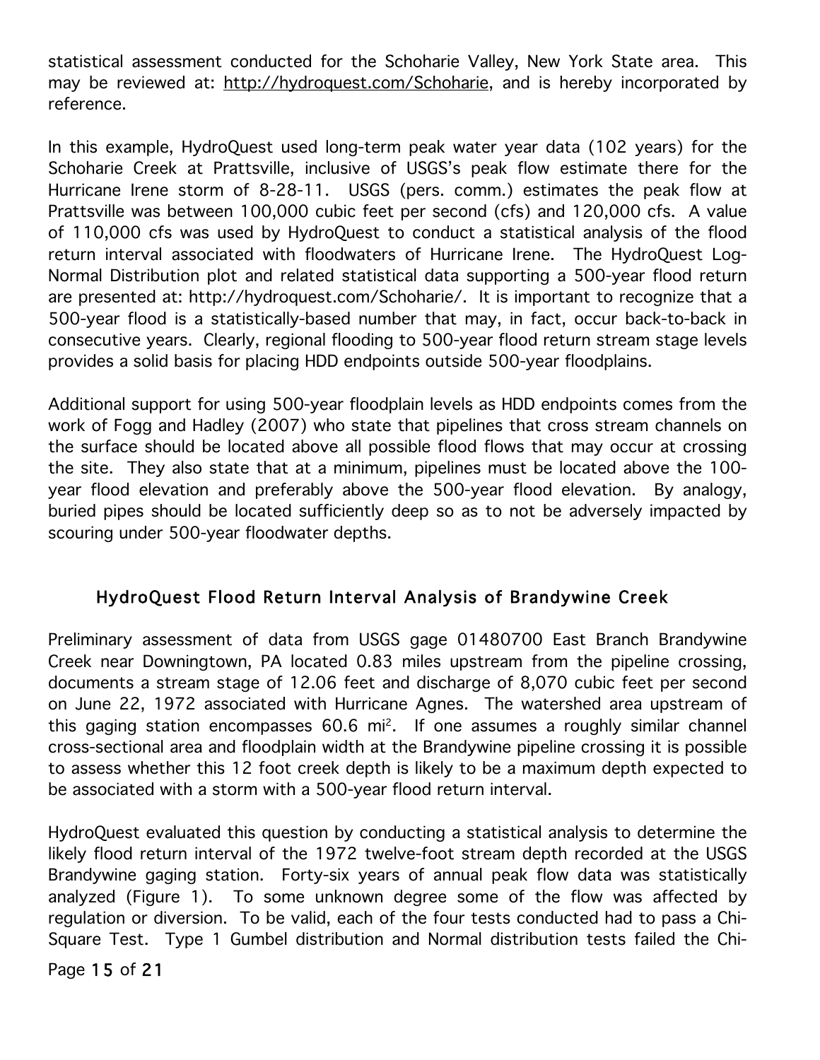statistical assessment conducted for the Schoharie Valley, New York State area. This may be reviewed at: http://hydroquest.com/Schoharie, and is hereby incorporated by reference.

In this example, HydroQuest used long-term peak water year data (102 years) for the Schoharie Creek at Prattsville, inclusive of USGS's peak flow estimate there for the Hurricane Irene storm of 8-28-11. USGS (pers. comm.) estimates the peak flow at Prattsville was between 100,000 cubic feet per second (cfs) and 120,000 cfs. A value of 110,000 cfs was used by HydroQuest to conduct a statistical analysis of the flood return interval associated with floodwaters of Hurricane Irene. The HydroQuest Log-Normal Distribution plot and related statistical data supporting a 500-year flood return are presented at: http://hydroquest.com/Schoharie/. It is important to recognize that a 500-year flood is a statistically-based number that may, in fact, occur back-to-back in consecutive years. Clearly, regional flooding to 500-year flood return stream stage levels provides a solid basis for placing HDD endpoints outside 500-year floodplains.

Additional support for using 500-year floodplain levels as HDD endpoints comes from the work of Fogg and Hadley (2007) who state that pipelines that cross stream channels on the surface should be located above all possible flood flows that may occur at crossing the site. They also state that at a minimum, pipelines must be located above the 100-year flood elevation and preferably above the 500-year flood elevation. By analogy, buried pipes should be located sufficiently deep so as to not be adversely impacted by scouring under 500-year floodwater depths.

## HydroQuest Flood Return Interval Analysis of Brandywine Creek

Preliminary assessment of data from USGS gage 01480700 East Branch Brandywine Creek near Downingtown, PA located 0.83 miles upstream from the pipeline crossing, documents a stream stage of 12.06 feet and discharge of 8,070 cubic feet per second on June 22, 1972 associated with Hurricane Agnes. The watershed area upstream of this gaging station encompasses 60.6 $mi^2$. If one assumes a roughly similar channel cross-sectional area and floodplain width at the Brandywine pipeline crossing it is possible to assess whether this 12 foot creek depth is likely to be a maximum depth expected to be associated with a storm with a 500-year flood return interval.

HydroQuest evaluated this question by conducting a statistical analysis to determine the likely flood return interval of the 1972 twelve-foot stream depth recorded at the USGS Brandywine gaging station. Forty-six years of annual peak flow data was statistically analyzed (Figure 1). To some unknown degree some of the flow was affected by regulation or diversion. To be valid, each of the four tests conducted had to pass a Chi-Square Test. Type 1 Gumbel distribution and Normal distribution tests failed the Chi-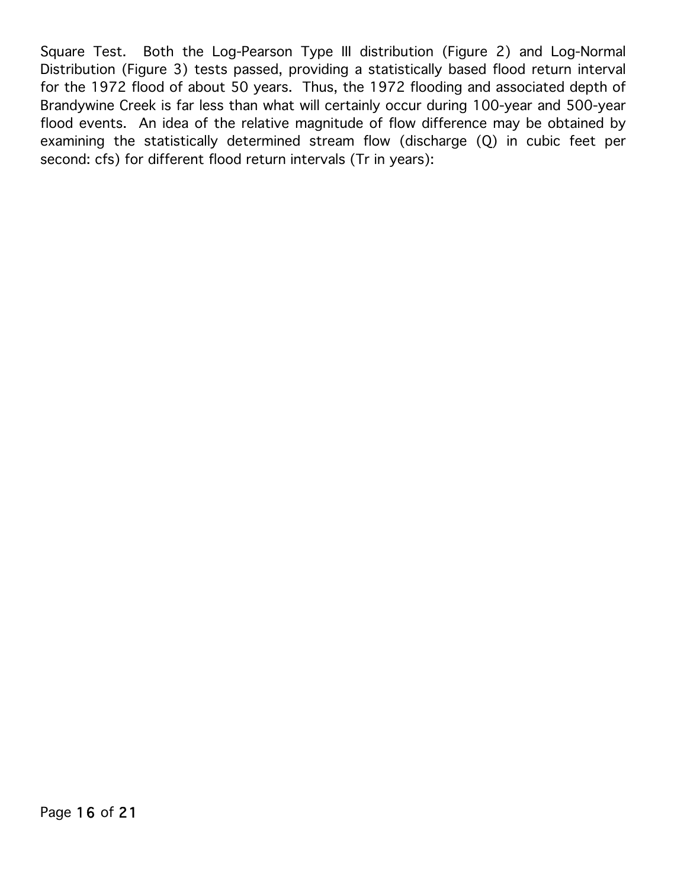Square Test. Both the Log-Pearson Type III distribution (Figure 2) and Log-Normal Distribution (Figure 3) tests passed, providing a statistically based flood return interval for the 1972 flood of about 50 years. Thus, the 1972 flooding and associated depth of Brandywine Creek is far less than what will certainly occur during 100-year and 500-year flood events. An idea of the relative magnitude of flow difference may be obtained by examining the statistically determined stream flow (discharge (Q) in cubic feet per second: cfs) for different flood return intervals (Tr in years):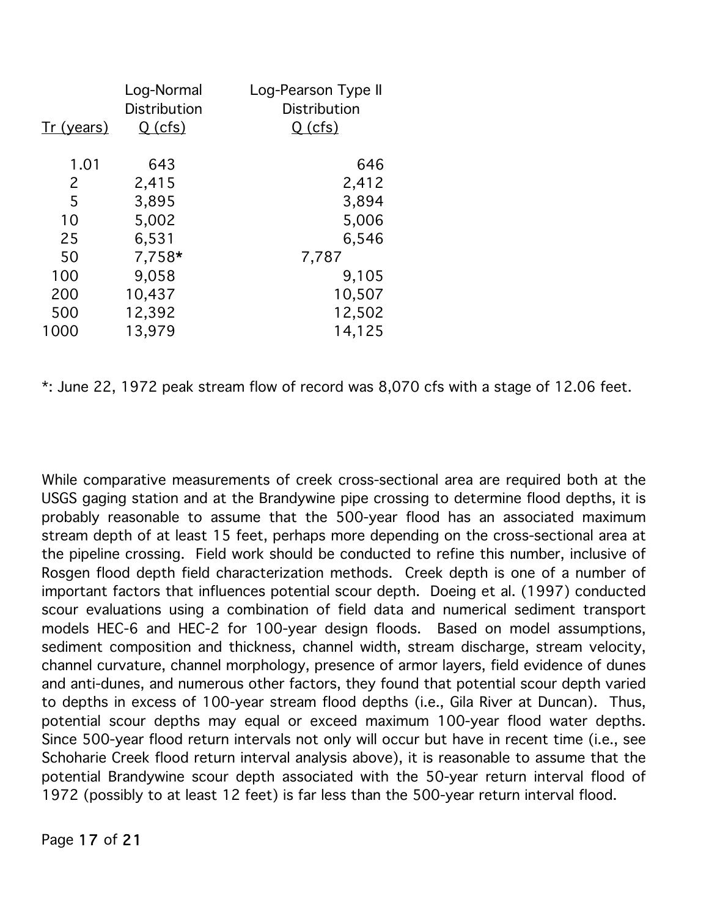| Tr (years) | Log-Normal Distribution Q (cfs) | Log-Pearson Type II Distribution Q (cfs) |
|---|---|---|
| 1.01 | 643 | 646 |
| 2 | 2,415 | 2,412 |
| 5 | 3,895 | 3,894 |
| 10 | 5,002 | 5,006 |
| 25 | 6,531 | 6,546 |
| 50 | 7,758* | 7,787 |
| 100 | 9,058 | 9,105 |
| 200 | 10,437 | 10,507 |
| 500 | 12,392 | 12,502 |
| 1000 | 13,979 | 14,125 |

*: June 22, 1972 peak stream flow of record was 8,070 cfs with a stage of 12.06 feet.

While comparative measurements of creek cross-sectional area are required both at the USGS gaging station and at the Brandywine pipe crossing to determine flood depths, it is probably reasonable to assume that the 500-year flood has an associated maximum stream depth of at least 15 feet, perhaps more depending on the cross-sectional area at the pipeline crossing. Field work should be conducted to refine this number, inclusive of Rosgen flood depth field characterization methods. Creek depth is one of a number of important factors that influences potential scour depth. Doeing et al. (1997) conducted scour evaluations using a combination of field data and numerical sediment transport models HEC-6 and HEC-2 for 100-year design floods. Based on model assumptions, sediment composition and thickness, channel width, stream discharge, stream velocity, channel curvature, channel morphology, presence of armor layers, field evidence of dunes and anti-dunes, and numerous other factors, they found that potential scour depth varied to depths in excess of 100-year stream flood depths (i.e., Gila River at Duncan). Thus, potential scour depths may equal or exceed maximum 100-year flood water depths. Since 500-year flood return intervals not only will occur but have in recent time (i.e., see Schoharie Creek flood return interval analysis above), it is reasonable to assume that the potential Brandywine scour depth associated with the 50-year return interval flood of 1972 (possibly to at least 12 feet) is far less than the 500-year return interval flood.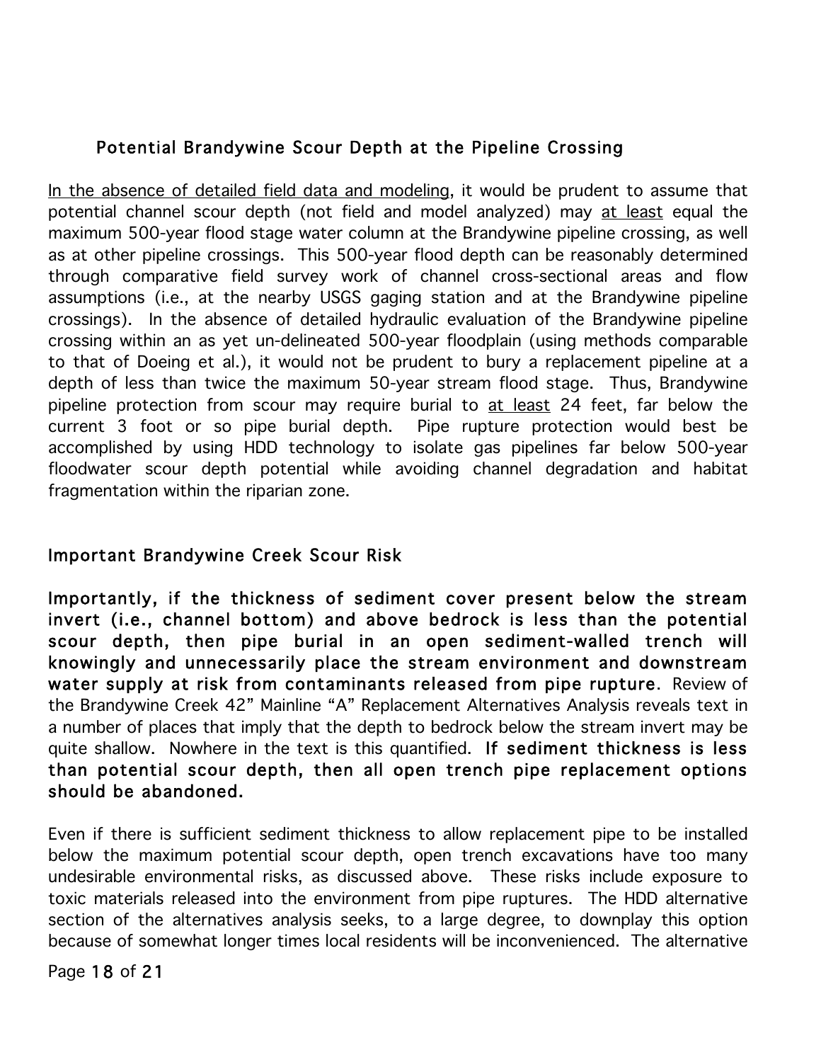## Potential Brandywine Scour Depth at the Pipeline Crossing

<u>In the absence of detailed field data and modeling</u>, it would be prudent to assume that potential channel scour depth (not field and model analyzed) may <u>at least</u> equal the maximum 500-year flood stage water column at the Brandywine pipeline crossing, as well as at other pipeline crossings. This 500-year flood depth can be reasonably determined through comparative field survey work of channel cross-sectional areas and flow assumptions (i.e., at the nearby USGS gaging station and at the Brandywine pipeline crossings). In the absence of detailed hydraulic evaluation of the Brandywine pipeline crossing within an as yet un-delineated 500-year floodplain (using methods comparable to that of Doeing et al.), it would not be prudent to bury a replacement pipeline at a depth of less than twice the maximum 50-year stream flood stage. Thus, Brandywine pipeline protection from scour may require burial to <u>at least</u> 24 feet, far below the current 3 foot or so pipe burial depth. Pipe rupture protection would best be accomplished by using HDD technology to isolate gas pipelines far below 500-year floodwater scour depth potential while avoiding channel degradation and habitat fragmentation within the riparian zone.

## Important Brandywine Creek Scour Risk

**Importantly, if the thickness of sediment cover present below the stream invert (i.e., channel bottom) and above bedrock is less than the potential scour depth, then pipe burial in an open sediment-walled trench will knowingly and unnecessarily place the stream environment and downstream water supply at risk from contaminants released from pipe rupture**. Review of the Brandywine Creek 42" Mainline "A" Replacement Alternatives Analysis reveals text in a number of places that imply that the depth to bedrock below the stream invert may be quite shallow. Nowhere in the text is this quantified. **If sediment thickness is less than potential scour depth, then all open trench pipe replacement options should be abandoned.**

Even if there is sufficient sediment thickness to allow replacement pipe to be installed below the maximum potential scour depth, open trench excavations have too many undesirable environmental risks, as discussed above. These risks include exposure to toxic materials released into the environment from pipe ruptures. The HDD alternative section of the alternatives analysis seeks, to a large degree, to downplay this option because of somewhat longer times local residents will be inconvenienced. The alternative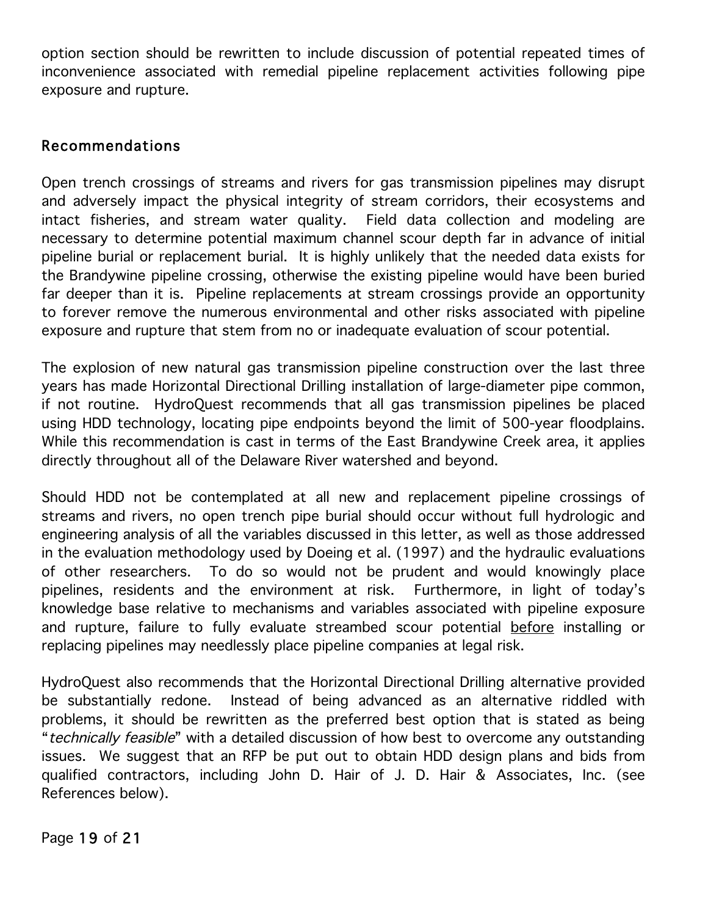option section should be rewritten to include discussion of potential repeated times of inconvenience associated with remedial pipeline replacement activities following pipe exposure and rupture.

## Recommendations

Open trench crossings of streams and rivers for gas transmission pipelines may disrupt and adversely impact the physical integrity of stream corridors, their ecosystems and intact fisheries, and stream water quality. Field data collection and modeling are necessary to determine potential maximum channel scour depth far in advance of initial pipeline burial or replacement burial. It is highly unlikely that the needed data exists for the Brandywine pipeline crossing, otherwise the existing pipeline would have been buried far deeper than it is. Pipeline replacements at stream crossings provide an opportunity to forever remove the numerous environmental and other risks associated with pipeline exposure and rupture that stem from no or inadequate evaluation of scour potential.

The explosion of new natural gas transmission pipeline construction over the last three years has made Horizontal Directional Drilling installation of large-diameter pipe common, if not routine. HydroQuest recommends that all gas transmission pipelines be placed using HDD technology, locating pipe endpoints beyond the limit of 500-year floodplains. While this recommendation is cast in terms of the East Brandywine Creek area, it applies directly throughout all of the Delaware River watershed and beyond.

Should HDD not be contemplated at all new and replacement pipeline crossings of streams and rivers, no open trench pipe burial should occur without full hydrologic and engineering analysis of all the variables discussed in this letter, as well as those addressed in the evaluation methodology used by Doeing et al. (1997) and the hydraulic evaluations of other researchers. To do so would not be prudent and would knowingly place pipelines, residents and the environment at risk. Furthermore, in light of today's knowledge base relative to mechanisms and variables associated with pipeline exposure and rupture, failure to fully evaluate streambed scour potential <u>before</u> installing or replacing pipelines may needlessly place pipeline companies at legal risk.

HydroQuest also recommends that the Horizontal Directional Drilling alternative provided be substantially redone. Instead of being advanced as an alternative riddled with problems, it should be rewritten as the preferred best option that is stated as being "*technically feasible*" with a detailed discussion of how best to overcome any outstanding issues. We suggest that an RFP be put out to obtain HDD design plans and bids from qualified contractors, including John D. Hair of J. D. Hair & Associates, Inc. (see References below).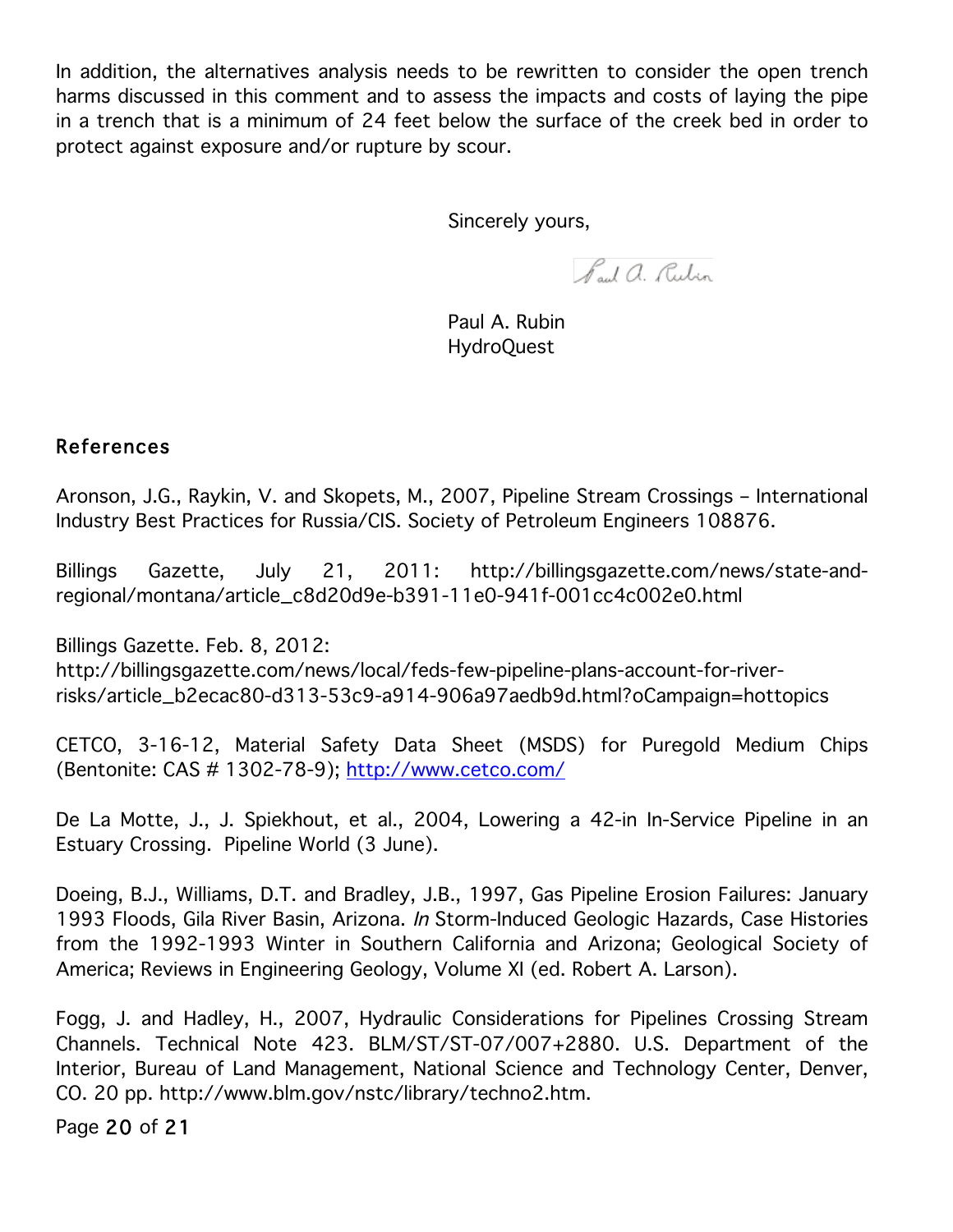In addition, the alternatives analysis needs to be rewritten to consider the open trench harms discussed in this comment and to assess the impacts and costs of laying the pipe in a trench that is a minimum of 24 feet below the surface of the creek bed in order to protect against exposure and/or rupture by scour.

Sincerely yours,

Paul A. Rubin
HydroQuest

## References

Aronson, J.G., Raykin, V. and Skopets, M., 2007, Pipeline Stream Crossings – International Industry Best Practices for Russia/CIS. Society of Petroleum Engineers 108876.

Billings Gazette, July 21, 2011: http://billingsgazette.com/news/state-and-regional/montana/article_c8d20d9e-b391-11e0-941f-001cc4c002e0.html

Billings Gazette. Feb. 8, 2012:
http://billingsgazette.com/news/local/feds-few-pipeline-plans-account-for-river-risks/article_b2ecac80-d313-53c9-a914-906a97aedb9d.html?oCampaign=hottopics

CETCO, 3-16-12, Material Safety Data Sheet (MSDS) for Puregold Medium Chips (Bentonite: CAS # 1302-78-9); http://www.cetco.com/

De La Motte, J., J. Spiekhout, et al., 2004, Lowering a 42-in In-Service Pipeline in an Estuary Crossing. Pipeline World (3 June).

Doeing, B.J., Williams, D.T. and Bradley, J.B., 1997, Gas Pipeline Erosion Failures: January 1993 Floods, Gila River Basin, Arizona. *In* Storm-Induced Geologic Hazards, Case Histories from the 1992-1993 Winter in Southern California and Arizona; Geological Society of America; Reviews in Engineering Geology, Volume XI (ed. Robert A. Larson).

Fogg, J. and Hadley, H., 2007, Hydraulic Considerations for Pipelines Crossing Stream Channels. Technical Note 423. BLM/ST/ST-07/007+2880. U.S. Department of the Interior, Bureau of Land Management, National Science and Technology Center, Denver, CO. 20 pp. http://www.blm.gov/nstc/library/techno2.htm.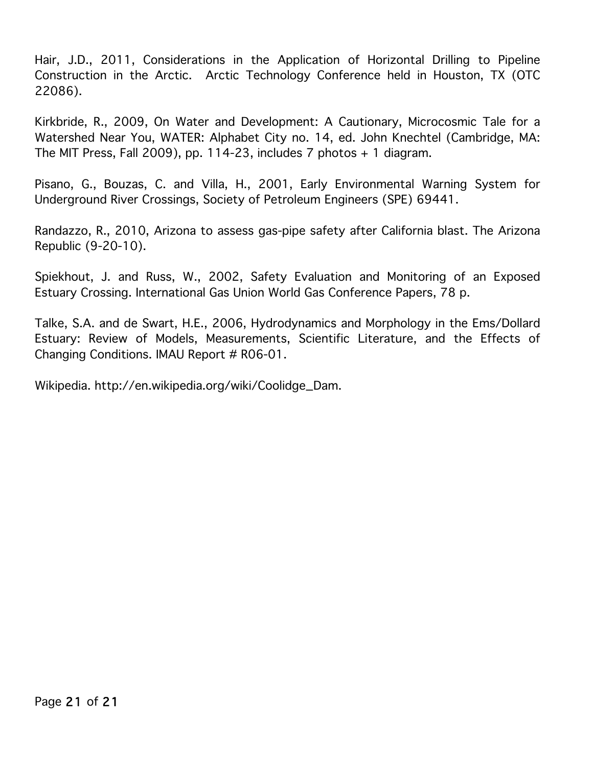Hair, J.D., 2011, Considerations in the Application of Horizontal Drilling to Pipeline Construction in the Arctic.  Arctic Technology Conference held in Houston, TX (OTC 22086).

Kirkbride, R., 2009, On Water and Development: A Cautionary, Microcosmic Tale for a Watershed Near You, WATER: Alphabet City no. 14, ed. John Knechtel (Cambridge, MA: The MIT Press, Fall 2009), pp. 114-23, includes 7 photos + 1 diagram.

Pisano, G., Bouzas, C. and Villa, H., 2001, Early Environmental Warning System for Underground River Crossings, Society of Petroleum Engineers (SPE) 69441.

Randazzo, R., 2010, Arizona to assess gas-pipe safety after California blast. The Arizona Republic (9-20-10).

Spiekhout, J. and Russ, W., 2002, Safety Evaluation and Monitoring of an Exposed Estuary Crossing. International Gas Union World Gas Conference Papers, 78 p.

Talke, S.A. and de Swart, H.E., 2006, Hydrodynamics and Morphology in the Ems/Dollard Estuary: Review of Models, Measurements, Scientific Literature, and the Effects of Changing Conditions. IMAU Report # R06-01.

Wikipedia. http://en.wikipedia.org/wiki/Coolidge_Dam.